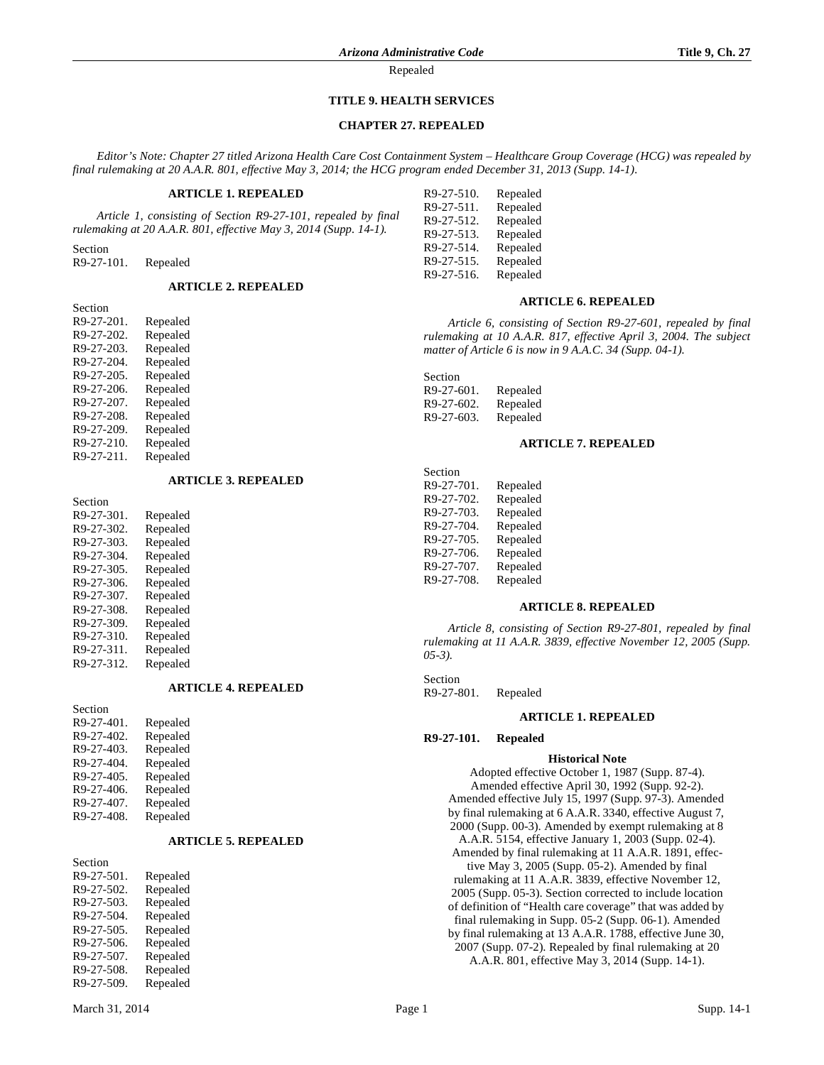# TITLE 9. HEALTH SERVICES

## CHAPTER 27. REPEALED

*Editor's Note: Chapter 27 titled Arizona Health Care Cost Containment System – Healthcare Group Coverage (HCG) was repealed by final rulemaking at 20 A.A.R. 801, effective May 3, 2014; the HCG program ended December 31, 2013 (Supp. 14-1).*

### ARTICLE 1. REPEALED

*Article 1, consisting of Section R9-27-101, repealed by final rulemaking at 20 A.A.R. 801, effective May 3, 2014 (Supp. 14-1).*

Section
R9-27-101. Repealed

### ARTICLE 2. REPEALED

Section
R9-27-201. Repealed
R9-27-202. Repealed
R9-27-203. Repealed
R9-27-204. Repealed
R9-27-205. Repealed
R9-27-206. Repealed
R9-27-207. Repealed
R9-27-208. Repealed
R9-27-209. Repealed
R9-27-210. Repealed
R9-27-211. Repealed

### ARTICLE 3. REPEALED

Section
R9-27-301. Repealed
R9-27-302. Repealed
R9-27-303. Repealed
R9-27-304. Repealed
R9-27-305. Repealed
R9-27-306. Repealed
R9-27-307. Repealed
R9-27-308. Repealed
R9-27-309. Repealed
R9-27-310. Repealed
R9-27-311. Repealed
R9-27-312. Repealed

### ARTICLE 4. REPEALED

Section
R9-27-401. Repealed
R9-27-402. Repealed
R9-27-403. Repealed
R9-27-404. Repealed
R9-27-405. Repealed
R9-27-406. Repealed
R9-27-407. Repealed
R9-27-408. Repealed

### ARTICLE 5. REPEALED

Section
R9-27-501. Repealed
R9-27-502. Repealed
R9-27-503. Repealed
R9-27-504. Repealed
R9-27-505. Repealed
R9-27-506. Repealed
R9-27-507. Repealed
R9-27-508. Repealed
R9-27-509. Repealed
R9-27-510. Repealed
R9-27-511. Repealed
R9-27-512. Repealed
R9-27-513. Repealed
R9-27-514. Repealed
R9-27-515. Repealed
R9-27-516. Repealed

### ARTICLE 6. REPEALED

*Article 6, consisting of Section R9-27-601, repealed by final rulemaking at 10 A.A.R. 817, effective April 3, 2004. The subject matter of Article 6 is now in 9 A.A.C. 34 (Supp. 04-1).*

Section
R9-27-601. Repealed
R9-27-602. Repealed
R9-27-603. Repealed

### ARTICLE 7. REPEALED

Section
R9-27-701. Repealed
R9-27-702. Repealed
R9-27-703. Repealed
R9-27-704. Repealed
R9-27-705. Repealed
R9-27-706. Repealed
R9-27-707. Repealed
R9-27-708. Repealed

### ARTICLE 8. REPEALED

*Article 8, consisting of Section R9-27-801, repealed by final rulemaking at 11 A.A.R. 3839, effective November 12, 2005 (Supp. 05-3).*

Section
R9-27-801. Repealed

### ARTICLE 1. REPEALED

**R9-27-101. Repealed**

**Historical Note**

Adopted effective October 1, 1987 (Supp. 87-4). Amended effective April 30, 1992 (Supp. 92-2). Amended effective July 15, 1997 (Supp. 97-3). Amended by final rulemaking at 6 A.A.R. 3340, effective August 7, 2000 (Supp. 00-3). Amended by exempt rulemaking at 8 A.A.R. 5154, effective January 1, 2003 (Supp. 02-4). Amended by final rulemaking at 11 A.A.R. 1891, effective May 3, 2005 (Supp. 05-2). Amended by final rulemaking at 11 A.A.R. 3839, effective November 12, 2005 (Supp. 05-3). Section corrected to include location of definition of "Health care coverage" that was added by final rulemaking in Supp. 05-2 (Supp. 06-1). Amended by final rulemaking at 13 A.A.R. 1788, effective June 30, 2007 (Supp. 07-2). Repealed by final rulemaking at 20 A.A.R. 801, effective May 3, 2014 (Supp. 14-1).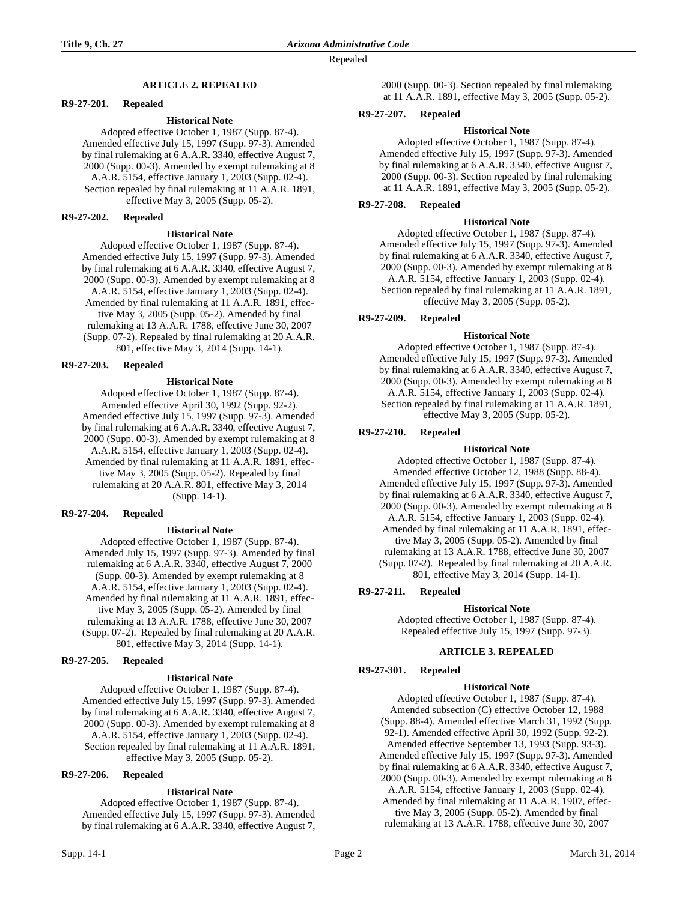## ARTICLE 2. REPEALED

### R9-27-201. Repealed

**Historical Note**

Adopted effective October 1, 1987 (Supp. 87-4). Amended effective July 15, 1997 (Supp. 97-3). Amended by final rulemaking at 6 A.A.R. 3340, effective August 7, 2000 (Supp. 00-3). Amended by exempt rulemaking at 8 A.A.R. 5154, effective January 1, 2003 (Supp. 02-4). Section repealed by final rulemaking at 11 A.A.R. 1891, effective May 3, 2005 (Supp. 05-2).

### R9-27-202. Repealed

**Historical Note**

Adopted effective October 1, 1987 (Supp. 87-4). Amended effective July 15, 1997 (Supp. 97-3). Amended by final rulemaking at 6 A.A.R. 3340, effective August 7, 2000 (Supp. 00-3). Amended by exempt rulemaking at 8 A.A.R. 5154, effective January 1, 2003 (Supp. 02-4). Amended by final rulemaking at 11 A.A.R. 1891, effective May 3, 2005 (Supp. 05-2). Amended by final rulemaking at 13 A.A.R. 1788, effective June 30, 2007 (Supp. 07-2). Repealed by final rulemaking at 20 A.A.R. 801, effective May 3, 2014 (Supp. 14-1).

### R9-27-203. Repealed

**Historical Note**

Adopted effective October 1, 1987 (Supp. 87-4). Amended effective April 30, 1992 (Supp. 92-2). Amended effective July 15, 1997 (Supp. 97-3). Amended by final rulemaking at 6 A.A.R. 3340, effective August 7, 2000 (Supp. 00-3). Amended by exempt rulemaking at 8 A.A.R. 5154, effective January 1, 2003 (Supp. 02-4). Amended by final rulemaking at 11 A.A.R. 1891, effective May 3, 2005 (Supp. 05-2). Repealed by final rulemaking at 20 A.A.R. 801, effective May 3, 2014 (Supp. 14-1).

### R9-27-204. Repealed

**Historical Note**

Adopted effective October 1, 1987 (Supp. 87-4). Amended July 15, 1997 (Supp. 97-3). Amended by final rulemaking at 6 A.A.R. 3340, effective August 7, 2000 (Supp. 00-3). Amended by exempt rulemaking at 8 A.A.R. 5154, effective January 1, 2003 (Supp. 02-4). Amended by final rulemaking at 11 A.A.R. 1891, effective May 3, 2005 (Supp. 05-2). Amended by final rulemaking at 13 A.A.R. 1788, effective June 30, 2007 (Supp. 07-2). Repealed by final rulemaking at 20 A.A.R. 801, effective May 3, 2014 (Supp. 14-1).

### R9-27-205. Repealed

**Historical Note**

Adopted effective October 1, 1987 (Supp. 87-4). Amended effective July 15, 1997 (Supp. 97-3). Amended by final rulemaking at 6 A.A.R. 3340, effective August 7, 2000 (Supp. 00-3). Amended by exempt rulemaking at 8 A.A.R. 5154, effective January 1, 2003 (Supp. 02-4). Section repealed by final rulemaking at 11 A.A.R. 1891, effective May 3, 2005 (Supp. 05-2).

### R9-27-206. Repealed

**Historical Note**

Adopted effective October 1, 1987 (Supp. 87-4). Amended effective July 15, 1997 (Supp. 97-3). Amended by final rulemaking at 6 A.A.R. 3340, effective August 7, 2000 (Supp. 00-3). Section repealed by final rulemaking at 11 A.A.R. 1891, effective May 3, 2005 (Supp. 05-2).

### R9-27-207. Repealed

**Historical Note**

Adopted effective October 1, 1987 (Supp. 87-4). Amended effective July 15, 1997 (Supp. 97-3). Amended by final rulemaking at 6 A.A.R. 3340, effective August 7, 2000 (Supp. 00-3). Section repealed by final rulemaking at 11 A.A.R. 1891, effective May 3, 2005 (Supp. 05-2).

### R9-27-208. Repealed

**Historical Note**

Adopted effective October 1, 1987 (Supp. 87-4). Amended effective July 15, 1997 (Supp. 97-3). Amended by final rulemaking at 6 A.A.R. 3340, effective August 7, 2000 (Supp. 00-3). Amended by exempt rulemaking at 8 A.A.R. 5154, effective January 1, 2003 (Supp. 02-4). Section repealed by final rulemaking at 11 A.A.R. 1891, effective May 3, 2005 (Supp. 05-2).

### R9-27-209. Repealed

**Historical Note**

Adopted effective October 1, 1987 (Supp. 87-4). Amended effective July 15, 1997 (Supp. 97-3). Amended by final rulemaking at 6 A.A.R. 3340, effective August 7, 2000 (Supp. 00-3). Amended by exempt rulemaking at 8 A.A.R. 5154, effective January 1, 2003 (Supp. 02-4). Section repealed by final rulemaking at 11 A.A.R. 1891, effective May 3, 2005 (Supp. 05-2).

### R9-27-210. Repealed

**Historical Note**

Adopted effective October 1, 1987 (Supp. 87-4). Amended effective October 12, 1988 (Supp. 88-4). Amended effective July 15, 1997 (Supp. 97-3). Amended by final rulemaking at 6 A.A.R. 3340, effective August 7, 2000 (Supp. 00-3). Amended by exempt rulemaking at 8 A.A.R. 5154, effective January 1, 2003 (Supp. 02-4). Amended by final rulemaking at 11 A.A.R. 1891, effective May 3, 2005 (Supp. 05-2). Amended by final rulemaking at 13 A.A.R. 1788, effective June 30, 2007 (Supp. 07-2). Repealed by final rulemaking at 20 A.A.R. 801, effective May 3, 2014 (Supp. 14-1).

### R9-27-211. Repealed

**Historical Note**

Adopted effective October 1, 1987 (Supp. 87-4). Repealed effective July 15, 1997 (Supp. 97-3).

## ARTICLE 3. REPEALED

### R9-27-301. Repealed

**Historical Note**

Adopted effective October 1, 1987 (Supp. 87-4). Amended subsection (C) effective October 12, 1988 (Supp. 88-4). Amended effective March 31, 1992 (Supp. 92-1). Amended effective April 30, 1992 (Supp. 92-2). Amended effective September 13, 1993 (Supp. 93-3). Amended effective July 15, 1997 (Supp. 97-3). Amended by final rulemaking at 6 A.A.R. 3340, effective August 7, 2000 (Supp. 00-3). Amended by exempt rulemaking at 8 A.A.R. 5154, effective January 1, 2003 (Supp. 02-4). Amended by final rulemaking at 11 A.A.R. 1907, effective May 3, 2005 (Supp. 05-2). Amended by final rulemaking at 13 A.A.R. 1788, effective June 30, 2007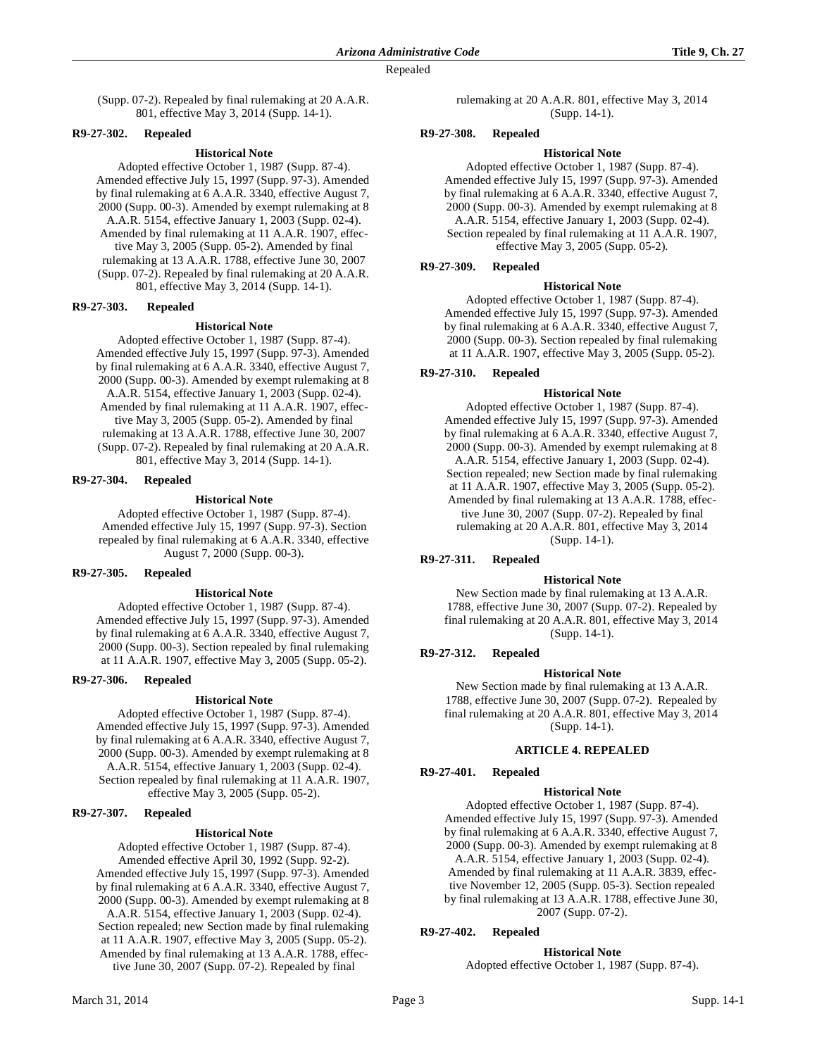(Supp. 07-2). Repealed by final rulemaking at 20 A.A.R. 801, effective May 3, 2014 (Supp. 14-1).

**R9-27-302. Repealed**

**Historical Note**

Adopted effective October 1, 1987 (Supp. 87-4). Amended effective July 15, 1997 (Supp. 97-3). Amended by final rulemaking at 6 A.A.R. 3340, effective August 7, 2000 (Supp. 00-3). Amended by exempt rulemaking at 8 A.A.R. 5154, effective January 1, 2003 (Supp. 02-4). Amended by final rulemaking at 11 A.A.R. 1907, effective May 3, 2005 (Supp. 05-2). Amended by final rulemaking at 13 A.A.R. 1788, effective June 30, 2007 (Supp. 07-2). Repealed by final rulemaking at 20 A.A.R. 801, effective May 3, 2014 (Supp. 14-1).

**R9-27-303. Repealed**

**Historical Note**

Adopted effective October 1, 1987 (Supp. 87-4). Amended effective July 15, 1997 (Supp. 97-3). Amended by final rulemaking at 6 A.A.R. 3340, effective August 7, 2000 (Supp. 00-3). Amended by exempt rulemaking at 8 A.A.R. 5154, effective January 1, 2003 (Supp. 02-4). Amended by final rulemaking at 11 A.A.R. 1907, effective May 3, 2005 (Supp. 05-2). Amended by final rulemaking at 13 A.A.R. 1788, effective June 30, 2007 (Supp. 07-2). Repealed by final rulemaking at 20 A.A.R. 801, effective May 3, 2014 (Supp. 14-1).

**R9-27-304. Repealed**

**Historical Note**

Adopted effective October 1, 1987 (Supp. 87-4). Amended effective July 15, 1997 (Supp. 97-3). Section repealed by final rulemaking at 6 A.A.R. 3340, effective August 7, 2000 (Supp. 00-3).

**R9-27-305. Repealed**

**Historical Note**

Adopted effective October 1, 1987 (Supp. 87-4). Amended effective July 15, 1997 (Supp. 97-3). Amended by final rulemaking at 6 A.A.R. 3340, effective August 7, 2000 (Supp. 00-3). Section repealed by final rulemaking at 11 A.A.R. 1907, effective May 3, 2005 (Supp. 05-2).

**R9-27-306. Repealed**

**Historical Note**

Adopted effective October 1, 1987 (Supp. 87-4). Amended effective July 15, 1997 (Supp. 97-3). Amended by final rulemaking at 6 A.A.R. 3340, effective August 7, 2000 (Supp. 00-3). Amended by exempt rulemaking at 8 A.A.R. 5154, effective January 1, 2003 (Supp. 02-4). Section repealed by final rulemaking at 11 A.A.R. 1907, effective May 3, 2005 (Supp. 05-2).

**R9-27-307. Repealed**

**Historical Note**

Adopted effective October 1, 1987 (Supp. 87-4). Amended effective April 30, 1992 (Supp. 92-2). Amended effective July 15, 1997 (Supp. 97-3). Amended by final rulemaking at 6 A.A.R. 3340, effective August 7, 2000 (Supp. 00-3). Amended by exempt rulemaking at 8 A.A.R. 5154, effective January 1, 2003 (Supp. 02-4). Section repealed; new Section made by final rulemaking at 11 A.A.R. 1907, effective May 3, 2005 (Supp. 05-2). Amended by final rulemaking at 13 A.A.R. 1788, effective June 30, 2007 (Supp. 07-2). Repealed by final rulemaking at 20 A.A.R. 801, effective May 3, 2014 (Supp. 14-1).

**R9-27-308. Repealed**

**Historical Note**

Adopted effective October 1, 1987 (Supp. 87-4). Amended effective July 15, 1997 (Supp. 97-3). Amended by final rulemaking at 6 A.A.R. 3340, effective August 7, 2000 (Supp. 00-3). Amended by exempt rulemaking at 8 A.A.R. 5154, effective January 1, 2003 (Supp. 02-4). Section repealed by final rulemaking at 11 A.A.R. 1907, effective May 3, 2005 (Supp. 05-2).

**R9-27-309. Repealed**

Adopted effective October 1, 1987 (Supp. 87-4). Amended effective July 15, 1997 (Supp. 97-3). Amended by final rulemaking at 6 A.A.R. 3340, effective August 7, 2000 (Supp. 00-3). Section repealed by final rulemaking at 11 A.A.R. 1907, effective May 3, 2005 (Supp. 05-2).

**R9-27-310. Repealed**

**Historical Note**

Adopted effective October 1, 1987 (Supp. 87-4). Amended effective July 15, 1997 (Supp. 97-3). Amended by final rulemaking at 6 A.A.R. 3340, effective August 7, 2000 (Supp. 00-3). Amended by exempt rulemaking at 8 A.A.R. 5154, effective January 1, 2003 (Supp. 02-4). Section repealed; new Section made by final rulemaking at 11 A.A.R. 1907, effective May 3, 2005 (Supp. 05-2). Amended by final rulemaking at 13 A.A.R. 1788, effective June 30, 2007 (Supp. 07-2). Repealed by final rulemaking at 20 A.A.R. 801, effective May 3, 2014 (Supp. 14-1).

**R9-27-311. Repealed**

**Historical Note**

New Section made by final rulemaking at 13 A.A.R. 1788, effective June 30, 2007 (Supp. 07-2). Repealed by final rulemaking at 20 A.A.R. 801, effective May 3, 2014 (Supp. 14-1).

**R9-27-312. Repealed**

**Historical Note**

New Section made by final rulemaking at 13 A.A.R. 1788, effective June 30, 2007 (Supp. 07-2). Repealed by final rulemaking at 20 A.A.R. 801, effective May 3, 2014 (Supp. 14-1).

## ARTICLE 4. REPEALED

**R9-27-401. Repealed**

**Historical Note**

Adopted effective October 1, 1987 (Supp. 87-4). Amended effective July 15, 1997 (Supp. 97-3). Amended by final rulemaking at 6 A.A.R. 3340, effective August 7, 2000 (Supp. 00-3). Amended by exempt rulemaking at 8 A.A.R. 5154, effective January 1, 2003 (Supp. 02-4). Amended by final rulemaking at 11 A.A.R. 3839, effective November 12, 2005 (Supp. 05-3). Section repealed by final rulemaking at 13 A.A.R. 1788, effective June 30, 2007 (Supp. 07-2).

**R9-27-402. Repealed**

**Historical Note**

Adopted effective October 1, 1987 (Supp. 87-4).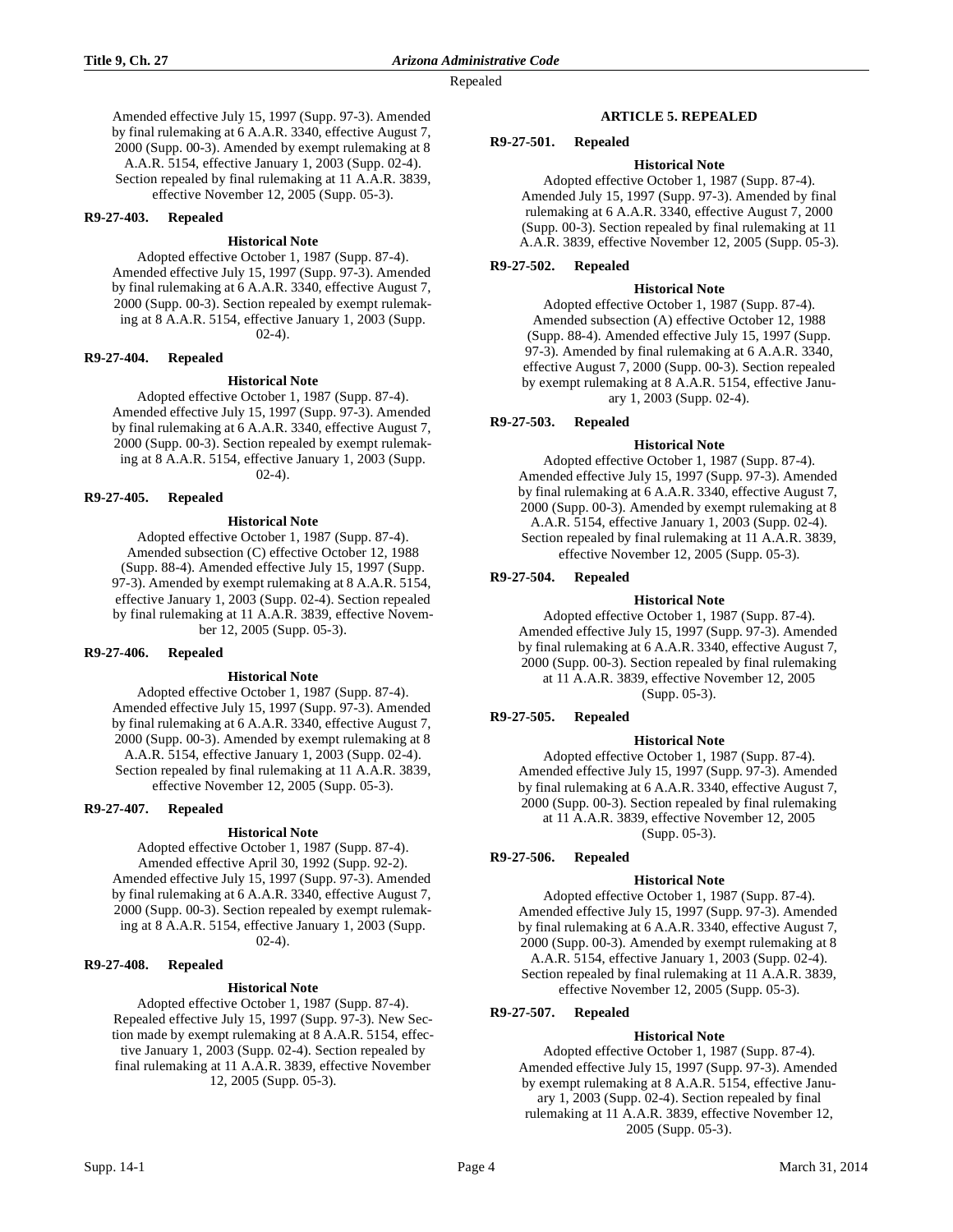Amended effective July 15, 1997 (Supp. 97-3). Amended by final rulemaking at 6 A.A.R. 3340, effective August 7, 2000 (Supp. 00-3). Amended by exempt rulemaking at 8 A.A.R. 5154, effective January 1, 2003 (Supp. 02-4). Section repealed by final rulemaking at 11 A.A.R. 3839, effective November 12, 2005 (Supp. 05-3).

**R9-27-403. Repealed**

**Historical Note**

Adopted effective October 1, 1987 (Supp. 87-4). Amended effective July 15, 1997 (Supp. 97-3). Amended by final rulemaking at 6 A.A.R. 3340, effective August 7, 2000 (Supp. 00-3). Section repealed by exempt rulemaking at 8 A.A.R. 5154, effective January 1, 2003 (Supp. 02-4).

**R9-27-404. Repealed**

**Historical Note**

Adopted effective October 1, 1987 (Supp. 87-4). Amended effective July 15, 1997 (Supp. 97-3). Amended by final rulemaking at 6 A.A.R. 3340, effective August 7, 2000 (Supp. 00-3). Section repealed by exempt rulemaking at 8 A.A.R. 5154, effective January 1, 2003 (Supp. 02-4).

**R9-27-405. Repealed**

**Historical Note**

Adopted effective October 1, 1987 (Supp. 87-4). Amended subsection (C) effective October 12, 1988 (Supp. 88-4). Amended effective July 15, 1997 (Supp. 97-3). Amended by exempt rulemaking at 8 A.A.R. 5154, effective January 1, 2003 (Supp. 02-4). Section repealed by final rulemaking at 11 A.A.R. 3839, effective November 12, 2005 (Supp. 05-3).

**R9-27-406. Repealed**

**Historical Note**

Adopted effective October 1, 1987 (Supp. 87-4). Amended effective July 15, 1997 (Supp. 97-3). Amended by final rulemaking at 6 A.A.R. 3340, effective August 7, 2000 (Supp. 00-3). Amended by exempt rulemaking at 8 A.A.R. 5154, effective January 1, 2003 (Supp. 02-4). Section repealed by final rulemaking at 11 A.A.R. 3839, effective November 12, 2005 (Supp. 05-3).

**R9-27-407. Repealed**

**Historical Note**

Adopted effective October 1, 1987 (Supp. 87-4). Amended effective April 30, 1992 (Supp. 92-2). Amended effective July 15, 1997 (Supp. 97-3). Amended by final rulemaking at 6 A.A.R. 3340, effective August 7, 2000 (Supp. 00-3). Section repealed by exempt rulemaking at 8 A.A.R. 5154, effective January 1, 2003 (Supp. 02-4).

**R9-27-408. Repealed**

**Historical Note**

Adopted effective October 1, 1987 (Supp. 87-4). Repealed effective July 15, 1997 (Supp. 97-3). New Section made by exempt rulemaking at 8 A.A.R. 5154, effective January 1, 2003 (Supp. 02-4). Section repealed by final rulemaking at 11 A.A.R. 3839, effective November 12, 2005 (Supp. 05-3).

## ARTICLE 5. REPEALED

**R9-27-501. Repealed**

**Historical Note**

Adopted effective October 1, 1987 (Supp. 87-4). Amended July 15, 1997 (Supp. 97-3). Amended by final rulemaking at 6 A.A.R. 3340, effective August 7, 2000 (Supp. 00-3). Section repealed by final rulemaking at 11 A.A.R. 3839, effective November 12, 2005 (Supp. 05-3).

**R9-27-502. Repealed**

**Historical Note**

Adopted effective October 1, 1987 (Supp. 87-4). Amended subsection (A) effective October 12, 1988 (Supp. 88-4). Amended effective July 15, 1997 (Supp. 97-3). Amended by final rulemaking at 6 A.A.R. 3340, effective August 7, 2000 (Supp. 00-3). Section repealed by exempt rulemaking at 8 A.A.R. 5154, effective January 1, 2003 (Supp. 02-4).

**R9-27-503. Repealed**

**Historical Note**

Adopted effective October 1, 1987 (Supp. 87-4). Amended effective July 15, 1997 (Supp. 97-3). Amended by final rulemaking at 6 A.A.R. 3340, effective August 7, 2000 (Supp. 00-3). Amended by exempt rulemaking at 8 A.A.R. 5154, effective January 1, 2003 (Supp. 02-4). Section repealed by final rulemaking at 11 A.A.R. 3839, effective November 12, 2005 (Supp. 05-3).

**R9-27-504. Repealed**

**Historical Note**

Adopted effective October 1, 1987 (Supp. 87-4). Amended effective July 15, 1997 (Supp. 97-3). Amended by final rulemaking at 6 A.A.R. 3340, effective August 7, 2000 (Supp. 00-3). Section repealed by final rulemaking at 11 A.A.R. 3839, effective November 12, 2005 (Supp. 05-3).

**R9-27-505. Repealed**

**Historical Note**

Adopted effective October 1, 1987 (Supp. 87-4). Amended effective July 15, 1997 (Supp. 97-3). Amended by final rulemaking at 6 A.A.R. 3340, effective August 7, 2000 (Supp. 00-3). Section repealed by final rulemaking at 11 A.A.R. 3839, effective November 12, 2005 (Supp. 05-3).

**R9-27-506. Repealed**

**Historical Note**

Adopted effective October 1, 1987 (Supp. 87-4). Amended effective July 15, 1997 (Supp. 97-3). Amended by final rulemaking at 6 A.A.R. 3340, effective August 7, 2000 (Supp. 00-3). Amended by exempt rulemaking at 8 A.A.R. 5154, effective January 1, 2003 (Supp. 02-4). Section repealed by final rulemaking at 11 A.A.R. 3839, effective November 12, 2005 (Supp. 05-3).

**R9-27-507. Repealed**

**Historical Note**

Adopted effective October 1, 1987 (Supp. 87-4). Amended effective July 15, 1997 (Supp. 97-3). Amended by exempt rulemaking at 8 A.A.R. 5154, effective January 1, 2003 (Supp. 02-4). Section repealed by final rulemaking at 11 A.A.R. 3839, effective November 12, 2005 (Supp. 05-3).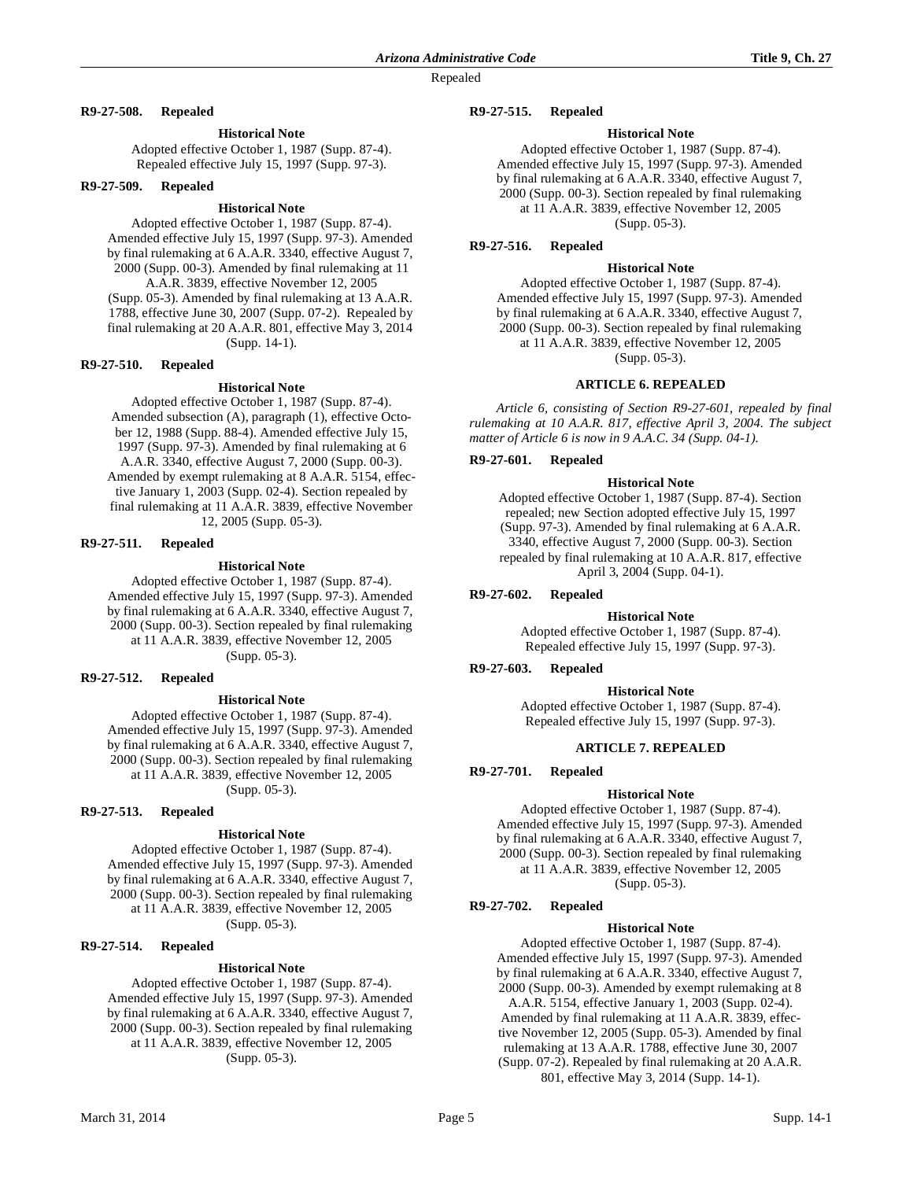#### R9-27-508. Repealed

**Historical Note**

Adopted effective October 1, 1987 (Supp. 87-4). Repealed effective July 15, 1997 (Supp. 97-3).

#### R9-27-509. Repealed

**Historical Note**

Adopted effective October 1, 1987 (Supp. 87-4). Amended effective July 15, 1997 (Supp. 97-3). Amended by final rulemaking at 6 A.A.R. 3340, effective August 7, 2000 (Supp. 00-3). Amended by final rulemaking at 11 A.A.R. 3839, effective November 12, 2005 (Supp. 05-3). Amended by final rulemaking at 13 A.A.R. 1788, effective June 30, 2007 (Supp. 07-2). Repealed by final rulemaking at 20 A.A.R. 801, effective May 3, 2014 (Supp. 14-1).

#### R9-27-510. Repealed

**Historical Note**

Adopted effective October 1, 1987 (Supp. 87-4). Amended subsection (A), paragraph (1), effective October 12, 1988 (Supp. 88-4). Amended effective July 15, 1997 (Supp. 97-3). Amended by final rulemaking at 6 A.A.R. 3340, effective August 7, 2000 (Supp. 00-3). Amended by exempt rulemaking at 8 A.A.R. 5154, effective January 1, 2003 (Supp. 02-4). Section repealed by final rulemaking at 11 A.A.R. 3839, effective November 12, 2005 (Supp. 05-3).

#### R9-27-511. Repealed

**Historical Note**

Adopted effective October 1, 1987 (Supp. 87-4). Amended effective July 15, 1997 (Supp. 97-3). Amended by final rulemaking at 6 A.A.R. 3340, effective August 7, 2000 (Supp. 00-3). Section repealed by final rulemaking at 11 A.A.R. 3839, effective November 12, 2005 (Supp. 05-3).

#### R9-27-512. Repealed

**Historical Note**

Adopted effective October 1, 1987 (Supp. 87-4). Amended effective July 15, 1997 (Supp. 97-3). Amended by final rulemaking at 6 A.A.R. 3340, effective August 7, 2000 (Supp. 00-3). Section repealed by final rulemaking at 11 A.A.R. 3839, effective November 12, 2005 (Supp. 05-3).

#### R9-27-513. Repealed

**Historical Note**

Adopted effective October 1, 1987 (Supp. 87-4). Amended effective July 15, 1997 (Supp. 97-3). Amended by final rulemaking at 6 A.A.R. 3340, effective August 7, 2000 (Supp. 00-3). Section repealed by final rulemaking at 11 A.A.R. 3839, effective November 12, 2005 (Supp. 05-3).

#### R9-27-514. Repealed

**Historical Note**

Adopted effective October 1, 1987 (Supp. 87-4). Amended effective July 15, 1997 (Supp. 97-3). Amended by final rulemaking at 6 A.A.R. 3340, effective August 7, 2000 (Supp. 00-3). Section repealed by final rulemaking at 11 A.A.R. 3839, effective November 12, 2005 (Supp. 05-3).

#### R9-27-515. Repealed

**Historical Note**

Adopted effective October 1, 1987 (Supp. 87-4). Amended effective July 15, 1997 (Supp. 97-3). Amended by final rulemaking at 6 A.A.R. 3340, effective August 7, 2000 (Supp. 00-3). Section repealed by final rulemaking at 11 A.A.R. 3839, effective November 12, 2005 (Supp. 05-3).

#### R9-27-516. Repealed

**Historical Note**

Adopted effective October 1, 1987 (Supp. 87-4). Amended effective July 15, 1997 (Supp. 97-3). Amended by final rulemaking at 6 A.A.R. 3340, effective August 7, 2000 (Supp. 00-3). Section repealed by final rulemaking at 11 A.A.R. 3839, effective November 12, 2005 (Supp. 05-3).

### ARTICLE 6. REPEALED

*Article 6, consisting of Section R9-27-601, repealed by final rulemaking at 10 A.A.R. 817, effective April 3, 2004. The subject matter of Article 6 is now in 9 A.A.C. 34 (Supp. 04-1).*

#### R9-27-601. Repealed

**Historical Note**

Adopted effective October 1, 1987 (Supp. 87-4). Section repealed; new Section adopted effective July 15, 1997 (Supp. 97-3). Amended by final rulemaking at 6 A.A.R. 3340, effective August 7, 2000 (Supp. 00-3). Section repealed by final rulemaking at 10 A.A.R. 817, effective April 3, 2004 (Supp. 04-1).

#### R9-27-602. Repealed

**Historical Note**

Adopted effective October 1, 1987 (Supp. 87-4). Repealed effective July 15, 1997 (Supp. 97-3).

#### R9-27-603. Repealed

**Historical Note**

Adopted effective October 1, 1987 (Supp. 87-4). Repealed effective July 15, 1997 (Supp. 97-3).

### ARTICLE 7. REPEALED

#### R9-27-701. Repealed

**Historical Note**

Adopted effective October 1, 1987 (Supp. 87-4). Amended effective July 15, 1997 (Supp. 97-3). Amended by final rulemaking at 6 A.A.R. 3340, effective August 7, 2000 (Supp. 00-3). Section repealed by final rulemaking at 11 A.A.R. 3839, effective November 12, 2005 (Supp. 05-3).

#### R9-27-702. Repealed

**Historical Note**

Adopted effective October 1, 1987 (Supp. 87-4). Amended effective July 15, 1997 (Supp. 97-3). Amended by final rulemaking at 6 A.A.R. 3340, effective August 7, 2000 (Supp. 00-3). Amended by exempt rulemaking at 8 A.A.R. 5154, effective January 1, 2003 (Supp. 02-4). Amended by final rulemaking at 11 A.A.R. 3839, effective November 12, 2005 (Supp. 05-3). Amended by final rulemaking at 13 A.A.R. 1788, effective June 30, 2007 (Supp. 07-2). Repealed by final rulemaking at 20 A.A.R. 801, effective May 3, 2014 (Supp. 14-1).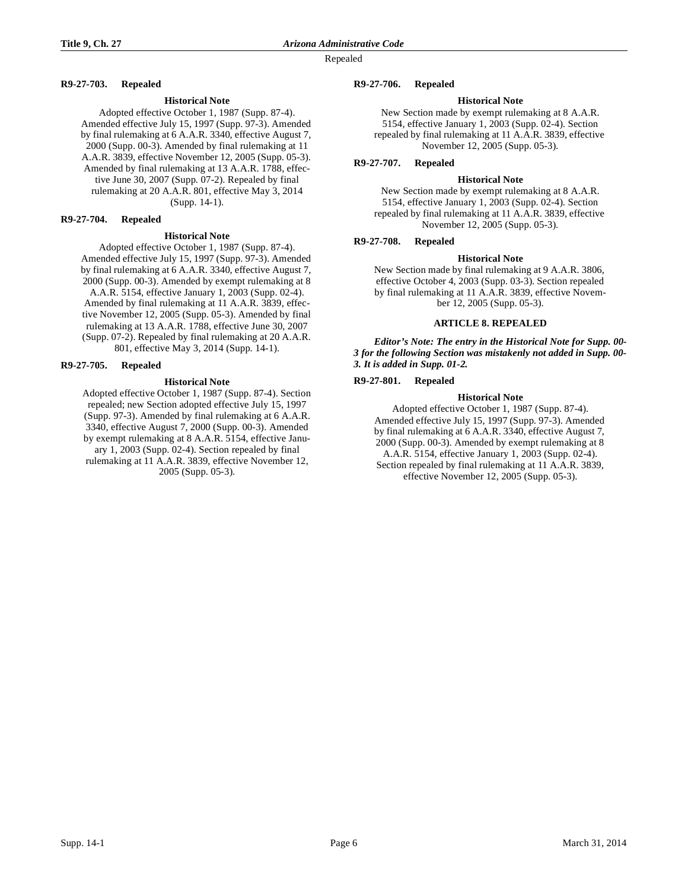**R9-27-703. Repealed**

**Historical Note**

Adopted effective October 1, 1987 (Supp. 87-4). Amended effective July 15, 1997 (Supp. 97-3). Amended by final rulemaking at 6 A.A.R. 3340, effective August 7, 2000 (Supp. 00-3). Amended by final rulemaking at 11 A.A.R. 3839, effective November 12, 2005 (Supp. 05-3). Amended by final rulemaking at 13 A.A.R. 1788, effective June 30, 2007 (Supp. 07-2). Repealed by final rulemaking at 20 A.A.R. 801, effective May 3, 2014 (Supp. 14-1).

**R9-27-704. Repealed**

**Historical Note**

Adopted effective October 1, 1987 (Supp. 87-4). Amended effective July 15, 1997 (Supp. 97-3). Amended by final rulemaking at 6 A.A.R. 3340, effective August 7, 2000 (Supp. 00-3). Amended by exempt rulemaking at 8 A.A.R. 5154, effective January 1, 2003 (Supp. 02-4). Amended by final rulemaking at 11 A.A.R. 3839, effective November 12, 2005 (Supp. 05-3). Amended by final rulemaking at 13 A.A.R. 1788, effective June 30, 2007 (Supp. 07-2). Repealed by final rulemaking at 20 A.A.R. 801, effective May 3, 2014 (Supp. 14-1).

**R9-27-705. Repealed**

**Historical Note**

Adopted effective October 1, 1987 (Supp. 87-4). Section repealed; new Section adopted effective July 15, 1997 (Supp. 97-3). Amended by final rulemaking at 6 A.A.R. 3340, effective August 7, 2000 (Supp. 00-3). Amended by exempt rulemaking at 8 A.A.R. 5154, effective January 1, 2003 (Supp. 02-4). Section repealed by final rulemaking at 11 A.A.R. 3839, effective November 12, 2005 (Supp. 05-3).

**R9-27-706. Repealed**

**Historical Note**

New Section made by exempt rulemaking at 8 A.A.R. 5154, effective January 1, 2003 (Supp. 02-4). Section repealed by final rulemaking at 11 A.A.R. 3839, effective November 12, 2005 (Supp. 05-3).

**R9-27-707. Repealed**

**Historical Note**

New Section made by exempt rulemaking at 8 A.A.R. 5154, effective January 1, 2003 (Supp. 02-4). Section repealed by final rulemaking at 11 A.A.R. 3839, effective November 12, 2005 (Supp. 05-3).

**R9-27-708. Repealed**

**Historical Note**

New Section made by final rulemaking at 9 A.A.R. 3806, effective October 4, 2003 (Supp. 03-3). Section repealed by final rulemaking at 11 A.A.R. 3839, effective November 12, 2005 (Supp. 05-3).

## ARTICLE 8. REPEALED

***Editor's Note: The entry in the Historical Note for Supp. 00-3 for the following Section was mistakenly not added in Supp. 00-3. It is added in Supp. 01-2.***

**R9-27-801. Repealed**

**Historical Note**

Adopted effective October 1, 1987 (Supp. 87-4). Amended effective July 15, 1997 (Supp. 97-3). Amended by final rulemaking at 6 A.A.R. 3340, effective August 7, 2000 (Supp. 00-3). Amended by exempt rulemaking at 8 A.A.R. 5154, effective January 1, 2003 (Supp. 02-4). Section repealed by final rulemaking at 11 A.A.R. 3839, effective November 12, 2005 (Supp. 05-3).